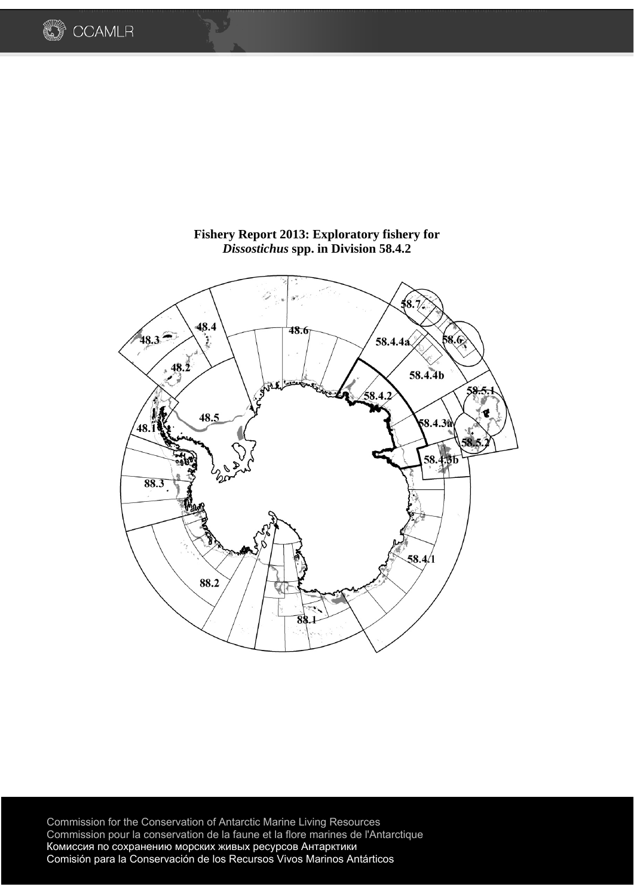# Fishery Report 2013: Exploratory fishery for *Dissostichus* spp. in Division 58.4.2

Commission for the Conservation of Antarctic Marine Living Resources
Commission pour la conservation de la faune et la flore marines de l'Antarctique
Комиссия по сохранению морских живых ресурсов Антарктики
Comisión para la Conservación de los Recursos Vivos Marinos Antárticos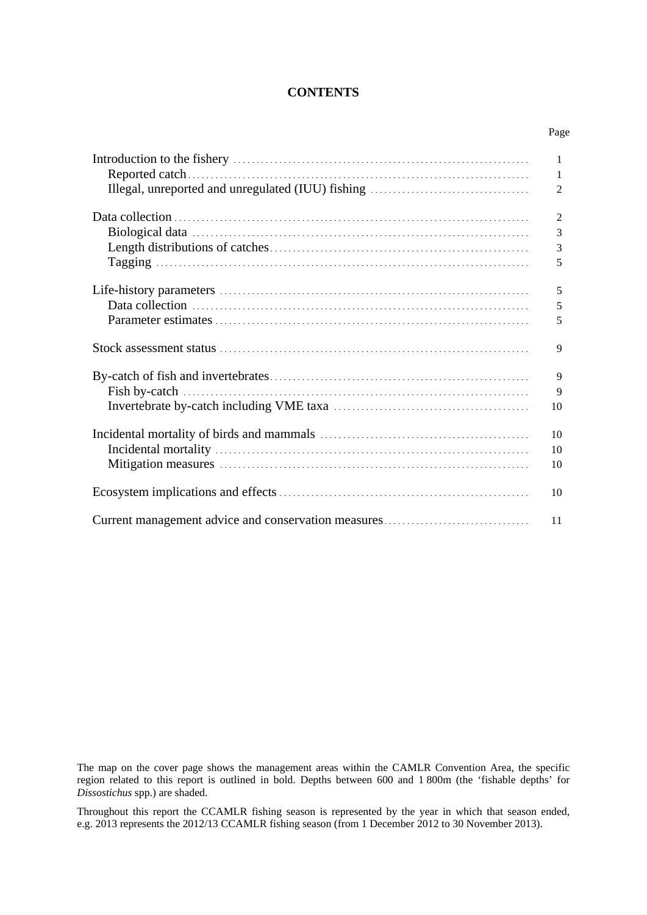**CONTENTS**

| | Page |
|---|---|
| Introduction to the fishery | 1 |
|     Reported catch | 1 |
|     Illegal, unreported and unregulated (IUU) fishing | 2 |
| Data collection | 2 |
|     Biological data | 3 |
|     Length distributions of catches | 3 |
|     Tagging | 5 |
| Life-history parameters | 5 |
|     Data collection | 5 |
|     Parameter estimates | 5 |
| Stock assessment status | 9 |
| By-catch of fish and invertebrates | 9 |
|     Fish by-catch | 9 |
|     Invertebrate by-catch including VME taxa | 10 |
| Incidental mortality of birds and mammals | 10 |
|     Incidental mortality | 10 |
|     Mitigation measures | 10 |
| Ecosystem implications and effects | 10 |
| Current management advice and conservation measures | 11 |

The map on the cover page shows the management areas within the CAMLR Convention Area, the specific region related to this report is outlined in bold. Depths between 600 and 1 800m (the 'fishable depths' for *Dissostichus* spp.) are shaded.

Throughout this report the CCAMLR fishing season is represented by the year in which that season ended, e.g. 2013 represents the 2012/13 CCAMLR fishing season (from 1 December 2012 to 30 November 2013).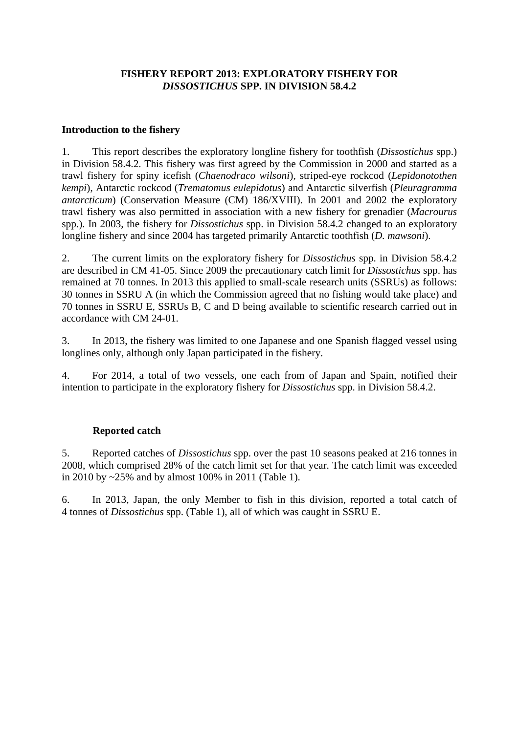# FISHERY REPORT 2013: EXPLORATORY FISHERY FOR *DISSOSTICHUS* SPP. IN DIVISION 58.4.2

## Introduction to the fishery

1. This report describes the exploratory longline fishery for toothfish (*Dissostichus* spp.) in Division 58.4.2. This fishery was first agreed by the Commission in 2000 and started as a trawl fishery for spiny icefish (*Chaenodraco wilsoni*), striped-eye rockcod (*Lepidonotothen kempi*), Antarctic rockcod (*Trematomus eulepidotus*) and Antarctic silverfish (*Pleuragramma antarcticum*) (Conservation Measure (CM) 186/XVIII). In 2001 and 2002 the exploratory trawl fishery was also permitted in association with a new fishery for grenadier (*Macrourus* spp.). In 2003, the fishery for *Dissostichus* spp. in Division 58.4.2 changed to an exploratory longline fishery and since 2004 has targeted primarily Antarctic toothfish (*D. mawsoni*).

2. The current limits on the exploratory fishery for *Dissostichus* spp. in Division 58.4.2 are described in CM 41-05. Since 2009 the precautionary catch limit for *Dissostichus* spp. has remained at 70 tonnes. In 2013 this applied to small-scale research units (SSRUs) as follows: 30 tonnes in SSRU A (in which the Commission agreed that no fishing would take place) and 70 tonnes in SSRU E, SSRUs B, C and D being available to scientific research carried out in accordance with CM 24-01.

3. In 2013, the fishery was limited to one Japanese and one Spanish flagged vessel using longlines only, although only Japan participated in the fishery.

4. For 2014, a total of two vessels, one each from of Japan and Spain, notified their intention to participate in the exploratory fishery for *Dissostichus* spp. in Division 58.4.2.

### Reported catch

5. Reported catches of *Dissostichus* spp. over the past 10 seasons peaked at 216 tonnes in 2008, which comprised 28% of the catch limit set for that year. The catch limit was exceeded in 2010 by ~25% and by almost 100% in 2011 (Table 1).

6. In 2013, Japan, the only Member to fish in this division, reported a total catch of 4 tonnes of *Dissostichus* spp. (Table 1), all of which was caught in SSRU E.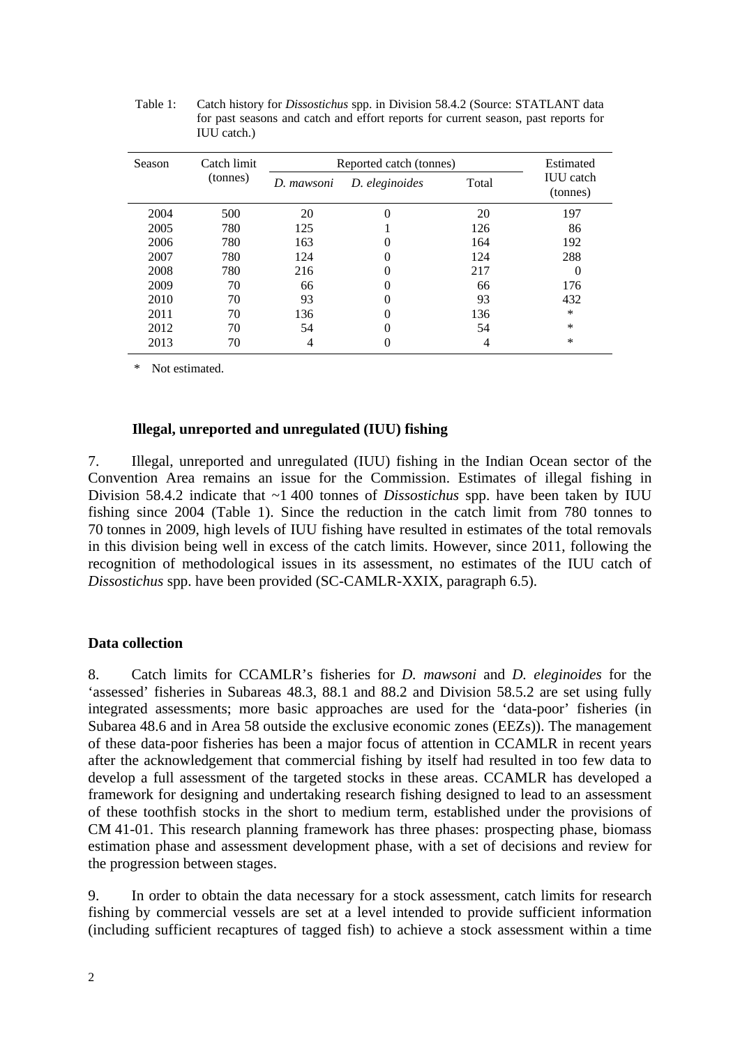Table 1: Catch history for *Dissostichus* spp. in Division 58.4.2 (Source: STATLANT data for past seasons and catch and effort reports for current season, past reports for IUU catch.)

| Season | Catch limit (tonnes) | Reported catch (tonnes) | | | Estimated IUU catch (tonnes) |
|---|---|---|---|---|---|
| | | *D. mawsoni* | *D. eleginoides* | Total | |
| 2004 | 500 | 20 | 0 | 20 | 197 |
| 2005 | 780 | 125 | 1 | 126 | 86 |
| 2006 | 780 | 163 | 0 | 164 | 192 |
| 2007 | 780 | 124 | 0 | 124 | 288 |
| 2008 | 780 | 216 | 0 | 217 | 0 |
| 2009 | 70 | 66 | 0 | 66 | 176 |
| 2010 | 70 | 93 | 0 | 93 | 432 |
| 2011 | 70 | 136 | 0 | 136 | * |
| 2012 | 70 | 54 | 0 | 54 | * |
| 2013 | 70 | 4 | 0 | 4 | * |

\* Not estimated.

### Illegal, unreported and unregulated (IUU) fishing

7. Illegal, unreported and unregulated (IUU) fishing in the Indian Ocean sector of the Convention Area remains an issue for the Commission. Estimates of illegal fishing in Division 58.4.2 indicate that ~1 400 tonnes of *Dissostichus* spp. have been taken by IUU fishing since 2004 (Table 1). Since the reduction in the catch limit from 780 tonnes to 70 tonnes in 2009, high levels of IUU fishing have resulted in estimates of the total removals in this division being well in excess of the catch limits. However, since 2011, following the recognition of methodological issues in its assessment, no estimates of the IUU catch of *Dissostichus* spp. have been provided (SC-CAMLR-XXIX, paragraph 6.5).

## Data collection

8. Catch limits for CCAMLR's fisheries for *D. mawsoni* and *D. eleginoides* for the 'assessed' fisheries in Subareas 48.3, 88.1 and 88.2 and Division 58.5.2 are set using fully integrated assessments; more basic approaches are used for the 'data-poor' fisheries (in Subarea 48.6 and in Area 58 outside the exclusive economic zones (EEZs)). The management of these data-poor fisheries has been a major focus of attention in CCAMLR in recent years after the acknowledgement that commercial fishing by itself had resulted in too few data to develop a full assessment of the targeted stocks in these areas. CCAMLR has developed a framework for designing and undertaking research fishing designed to lead to an assessment of these toothfish stocks in the short to medium term, established under the provisions of CM 41-01. This research planning framework has three phases: prospecting phase, biomass estimation phase and assessment development phase, with a set of decisions and review for the progression between stages.

9. In order to obtain the data necessary for a stock assessment, catch limits for research fishing by commercial vessels are set at a level intended to provide sufficient information (including sufficient recaptures of tagged fish) to achieve a stock assessment within a time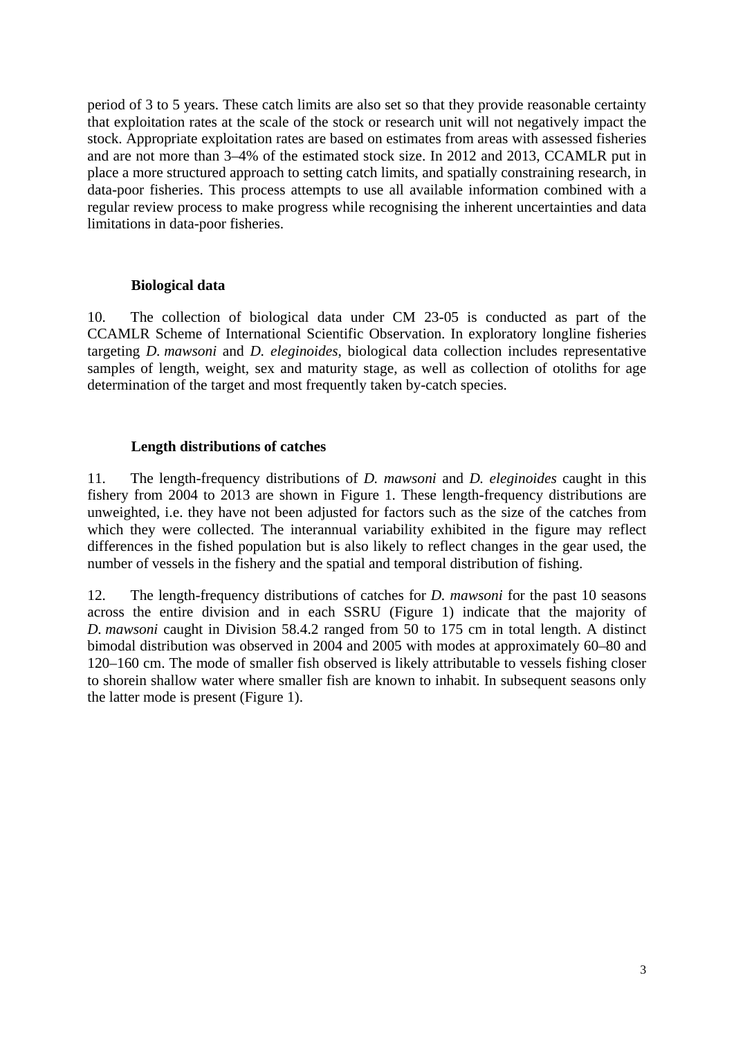period of 3 to 5 years. These catch limits are also set so that they provide reasonable certainty that exploitation rates at the scale of the stock or research unit will not negatively impact the stock. Appropriate exploitation rates are based on estimates from areas with assessed fisheries and are not more than 3–4% of the estimated stock size. In 2012 and 2013, CCAMLR put in place a more structured approach to setting catch limits, and spatially constraining research, in data-poor fisheries. This process attempts to use all available information combined with a regular review process to make progress while recognising the inherent uncertainties and data limitations in data-poor fisheries.

### Biological data

10. The collection of biological data under CM 23-05 is conducted as part of the CCAMLR Scheme of International Scientific Observation. In exploratory longline fisheries targeting *D. mawsoni* and *D. eleginoides*, biological data collection includes representative samples of length, weight, sex and maturity stage, as well as collection of otoliths for age determination of the target and most frequently taken by-catch species.

### Length distributions of catches

11. The length-frequency distributions of *D. mawsoni* and *D. eleginoides* caught in this fishery from 2004 to 2013 are shown in Figure 1. These length-frequency distributions are unweighted, i.e. they have not been adjusted for factors such as the size of the catches from which they were collected. The interannual variability exhibited in the figure may reflect differences in the fished population but is also likely to reflect changes in the gear used, the number of vessels in the fishery and the spatial and temporal distribution of fishing.

12. The length-frequency distributions of catches for *D. mawsoni* for the past 10 seasons across the entire division and in each SSRU (Figure 1) indicate that the majority of *D. mawsoni* caught in Division 58.4.2 ranged from 50 to 175 cm in total length. A distinct bimodal distribution was observed in 2004 and 2005 with modes at approximately 60–80 and 120–160 cm. The mode of smaller fish observed is likely attributable to vessels fishing closer to shorein shallow water where smaller fish are known to inhabit. In subsequent seasons only the latter mode is present (Figure 1).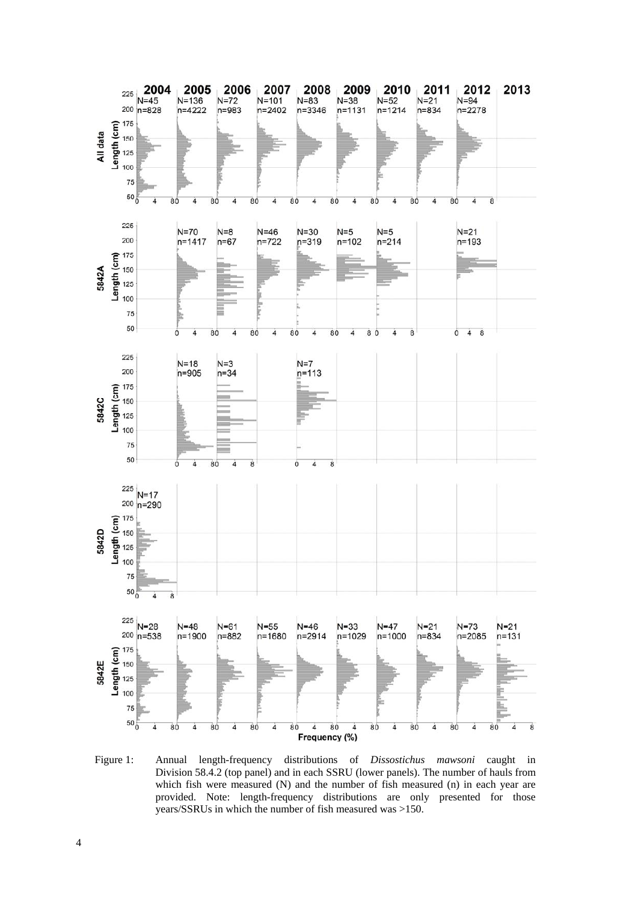Figure 1: Annual length-frequency distributions of *Dissostichus mawsoni* caught in Division 58.4.2 (top panel) and in each SSRU (lower panels). The number of hauls from which fish were measured (N) and the number of fish measured (n) in each year are provided. Note: length-frequency distributions are only presented for those years/SSRUs in which the number of fish measured was >150.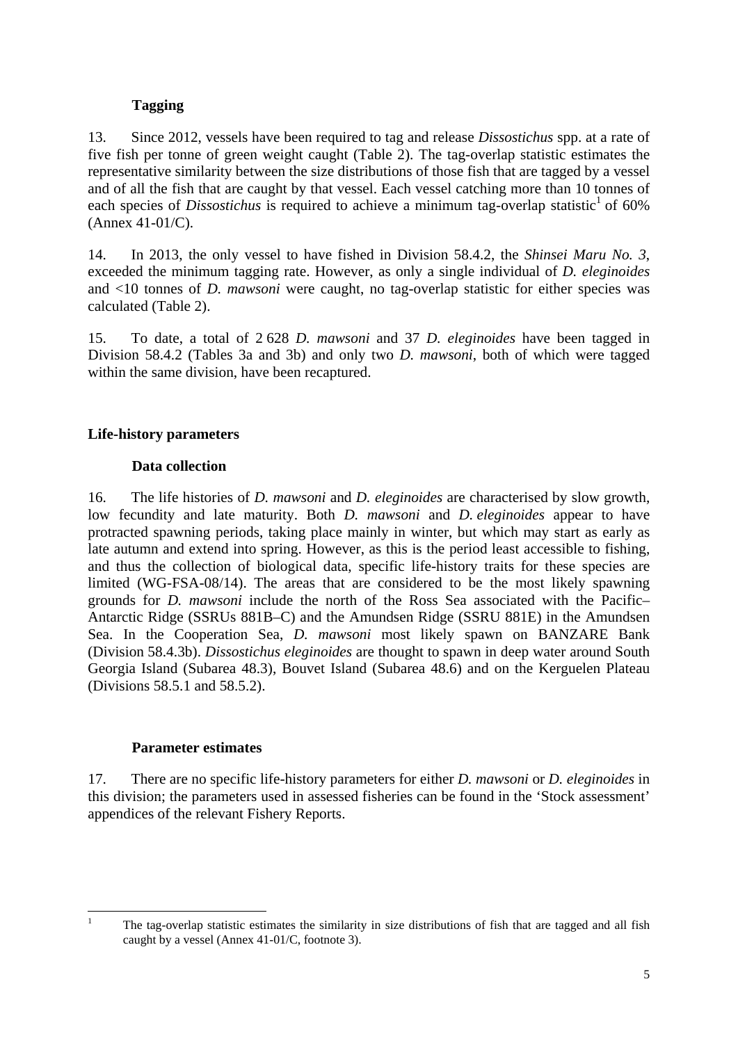### Tagging

13. Since 2012, vessels have been required to tag and release *Dissostichus* spp. at a rate of five fish per tonne of green weight caught (Table 2). The tag-overlap statistic estimates the representative similarity between the size distributions of those fish that are tagged by a vessel and of all the fish that are caught by that vessel. Each vessel catching more than 10 tonnes of each species of *Dissostichus* is required to achieve a minimum tag-overlap statistic[1] of 60% (Annex 41-01/C).

14. In 2013, the only vessel to have fished in Division 58.4.2, the *Shinsei Maru No. 3*, exceeded the minimum tagging rate. However, as only a single individual of *D. eleginoides* and <10 tonnes of *D. mawsoni* were caught, no tag-overlap statistic for either species was calculated (Table 2).

15. To date, a total of 2 628 *D. mawsoni* and 37 *D. eleginoides* have been tagged in Division 58.4.2 (Tables 3a and 3b) and only two *D. mawsoni*, both of which were tagged within the same division, have been recaptured.

## Life-history parameters

### Data collection

16. The life histories of *D. mawsoni* and *D. eleginoides* are characterised by slow growth, low fecundity and late maturity. Both *D. mawsoni* and *D. eleginoides* appear to have protracted spawning periods, taking place mainly in winter, but which may start as early as late autumn and extend into spring. However, as this is the period least accessible to fishing, and thus the collection of biological data, specific life-history traits for these species are limited (WG-FSA-08/14). The areas that are considered to be the most likely spawning grounds for *D. mawsoni* include the north of the Ross Sea associated with the Pacific–Antarctic Ridge (SSRUs 881B–C) and the Amundsen Ridge (SSRU 881E) in the Amundsen Sea. In the Cooperation Sea, *D. mawsoni* most likely spawn on BANZARE Bank (Division 58.4.3b). *Dissostichus eleginoides* are thought to spawn in deep water around South Georgia Island (Subarea 48.3), Bouvet Island (Subarea 48.6) and on the Kerguelen Plateau (Divisions 58.5.1 and 58.5.2).

### Parameter estimates

17. There are no specific life-history parameters for either *D. mawsoni* or *D. eleginoides* in this division; the parameters used in assessed fisheries can be found in the 'Stock assessment' appendices of the relevant Fishery Reports.

---

[1] The tag-overlap statistic estimates the similarity in size distributions of fish that are tagged and all fish caught by a vessel (Annex 41-01/C, footnote 3).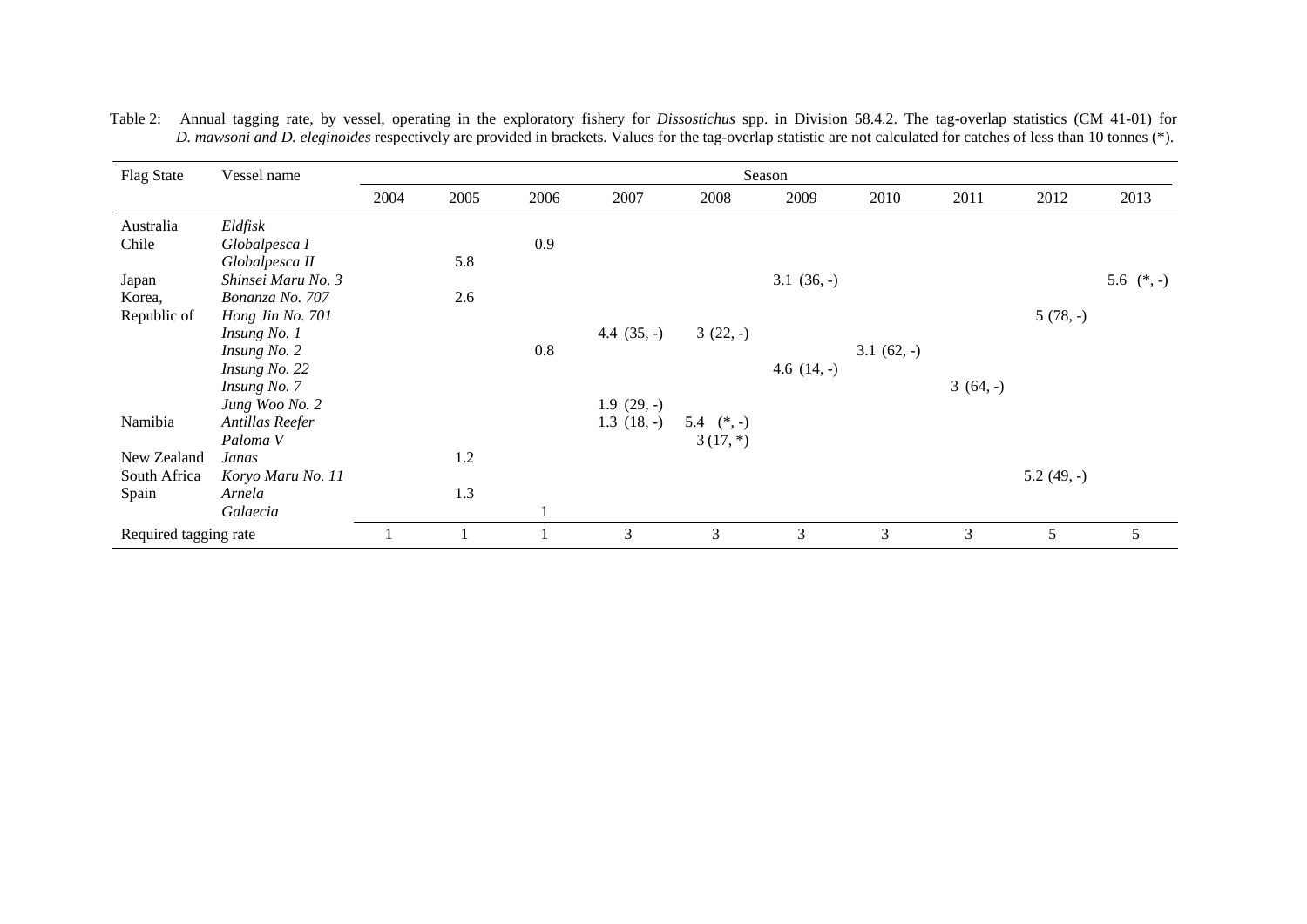Table 2: Annual tagging rate, by vessel, operating in the exploratory fishery for *Dissostichus* spp. in Division 58.4.2. The tag-overlap statistics (CM 41-01) for *D. mawsoni and D. eleginoides* respectively are provided in brackets. Values for the tag-overlap statistic are not calculated for catches of less than 10 tonnes (*).

| Flag State | Vessel name | Season | | | | | | | | | |
|---|---|---|---|---|---|---|---|---|---|---|---|
| | | 2004 | 2005 | 2006 | 2007 | 2008 | 2009 | 2010 | 2011 | 2012 | 2013 |
| Australia | *Eldfisk* | | | | | | | | | | |
| Chile | *Globalpesca I* | | | 0.9 | | | | | | | |
| | *Globalpesca II* | | 5.8 | | | | | | | | |
| Japan | *Shinsei Maru No. 3* | | | | | | 3.1 (36, -) | | | | 5.6 (*, -) |
| Korea, | *Bonanza No. 707* | | 2.6 | | | | | | | | |
| Republic of | *Hong Jin No. 701* | | | | | | | | | 5 (78, -) | |
| | *Insung No. 1* | | | | 4.4 (35, -) | 3 (22, -) | | | | | |
| | *Insung No. 2* | | | 0.8 | | | | 3.1 (62, -) | | | |
| | *Insung No. 22* | | | | | | 4.6 (14, -) | | | | |
| | *Insung No. 7* | | | | | | | | 3 (64, -) | | |
| | *Jung Woo No. 2* | | | | 1.9 (29, -) | | | | | | |
| Namibia | *Antillas Reefer* | | | | 1.3 (18, -) | 5.4 (*, -) | | | | | |
| | *Paloma V* | | | | | 3 (17, *) | | | | | |
| New Zealand | *Janas* | | 1.2 | | | | | | | | |
| South Africa | *Koryo Maru No. 11* | | | | | | | | | 5.2 (49, -) | |
| Spain | *Arnela* | | 1.3 | | | | | | | | |
| | *Galaecia* | | | 1 | | | | | | | |
| Required tagging rate | | 1 | 1 | 1 | 3 | 3 | 3 | 3 | 3 | 5 | 5 |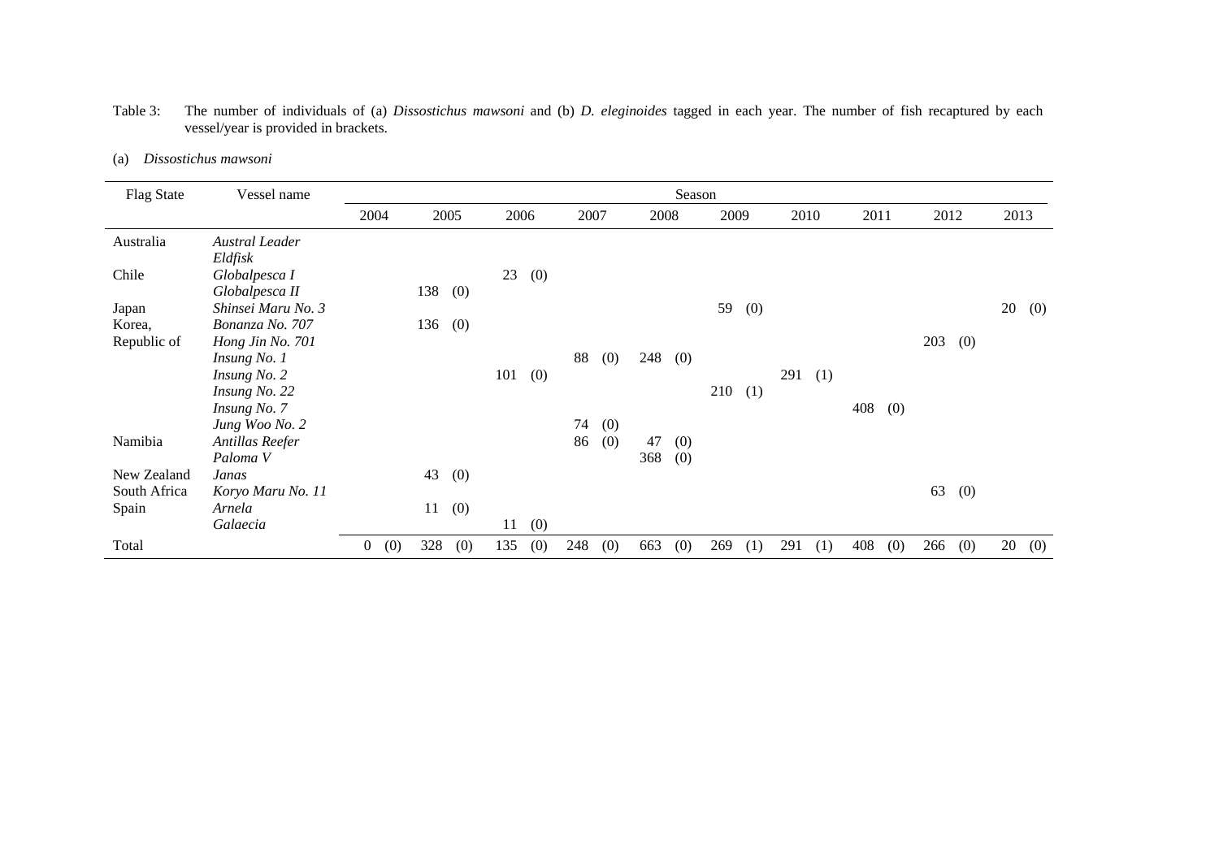Table 3: The number of individuals of (a) *Dissostichus mawsoni* and (b) *D. eleginoides* tagged in each year. The number of fish recaptured by each vessel/year is provided in brackets.

(a) *Dissostichus mawsoni*

| Flag State | Vessel name | Season | | | | | | | | | |
|---|---|---|---|---|---|---|---|---|---|---|---|
| | | 2004 | 2005 | 2006 | 2007 | 2008 | 2009 | 2010 | 2011 | 2012 | 2013 |
| Australia | *Austral Leader* | | | | | | | | | | |
| | *Eldfisk* | | | | | | | | | | |
| Chile | *Globalpesca I* | | | 23 (0) | | | | | | | |
| | *Globalpesca II* | | 138 (0) | | | | | | | | |
| Japan | *Shinsei Maru No. 3* | | | | | | 59 (0) | | | | 20 (0) |
| Korea, | *Bonanza No. 707* | | 136 (0) | | | | | | | | |
| Republic of | *Hong Jin No. 701* | | | | | | | | | 203 (0) | |
| | *Insung No. 1* | | | | 88 (0) | 248 (0) | | | | | |
| | *Insung No. 2* | | | 101 (0) | | | | 291 (1) | | | |
| | *Insung No. 22* | | | | | | 210 (1) | | | | |
| | *Insung No. 7* | | | | | | | | 408 (0) | | |
| | *Jung Woo No. 2* | | | | 74 (0) | | | | | | |
| Namibia | *Antillas Reefer* | | | | 86 (0) | 47 (0) | | | | | |
| | *Paloma V* | | | | | 368 (0) | | | | | |
| New Zealand | *Janas* | | 43 (0) | | | | | | | | |
| South Africa | *Koryo Maru No. 11* | | | | | | | | | 63 (0) | |
| Spain | *Arnela* | | 11 (0) | | | | | | | | |
| | *Galaecia* | | | 11 (0) | | | | | | | |
| Total | | 0 (0) | 328 (0) | 135 (0) | 248 (0) | 663 (0) | 269 (1) | 291 (1) | 408 (0) | 266 (0) | 20 (0) |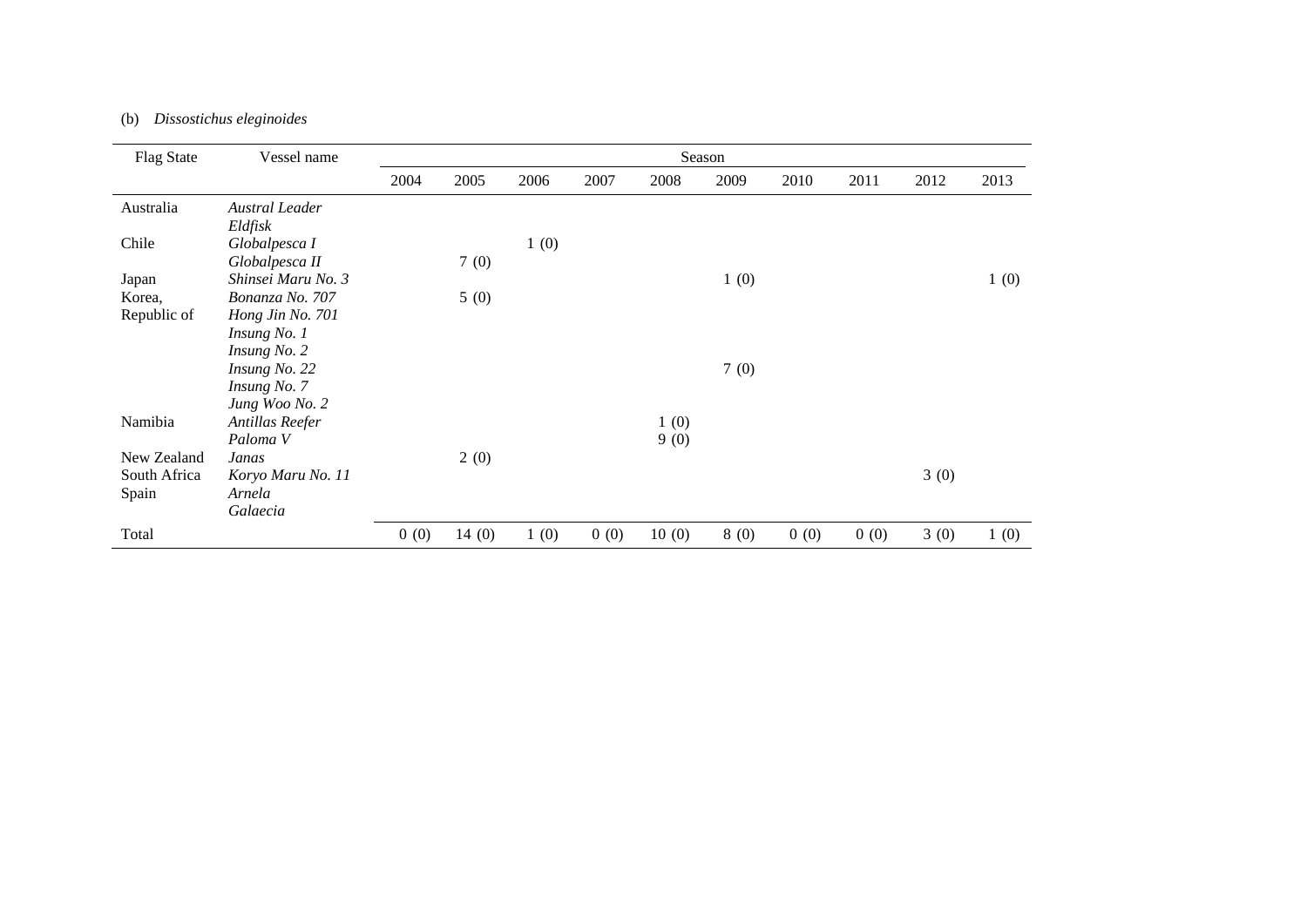(b) *Dissostichus eleginoides*

| Flag State | Vessel name | Season | | | | | | | | | |
|---|---|---|---|---|---|---|---|---|---|---|---|
| | | 2004 | 2005 | 2006 | 2007 | 2008 | 2009 | 2010 | 2011 | 2012 | 2013 |
| Australia | *Austral Leader* | | | | | | | | | | |
| | *Eldfisk* | | | | | | | | | | |
| Chile | *Globalpesca I* | | | 1 (0) | | | | | | | |
| | *Globalpesca II* | | 7 (0) | | | | | | | | |
| Japan | *Shinsei Maru No. 3* | | | | | | 1 (0) | | | | 1 (0) |
| Korea, Republic of | *Bonanza No. 707* | | 5 (0) | | | | | | | | |
| | *Hong Jin No. 701* | | | | | | | | | | |
| | *Insung No. 1* | | | | | | | | | | |
| | *Insung No. 2* | | | | | | | | | | |
| | *Insung No. 22* | | | | | | 7 (0) | | | | |
| | *Insung No. 7* | | | | | | | | | | |
| | *Jung Woo No. 2* | | | | | | | | | | |
| Namibia | *Antillas Reefer* | | | | | 1 (0) | | | | | |
| | *Paloma V* | | | | | 9 (0) | | | | | |
| New Zealand | *Janas* | | 2 (0) | | | | | | | | |
| South Africa | *Koryo Maru No. 11* | | | | | | | | | 3 (0) | |
| Spain | *Arnela* | | | | | | | | | | |
| | *Galaecia* | | | | | | | | | | |
| Total | | 0 (0) | 14 (0) | 1 (0) | 0 (0) | 10 (0) | 8 (0) | 0 (0) | 0 (0) | 3 (0) | 1 (0) |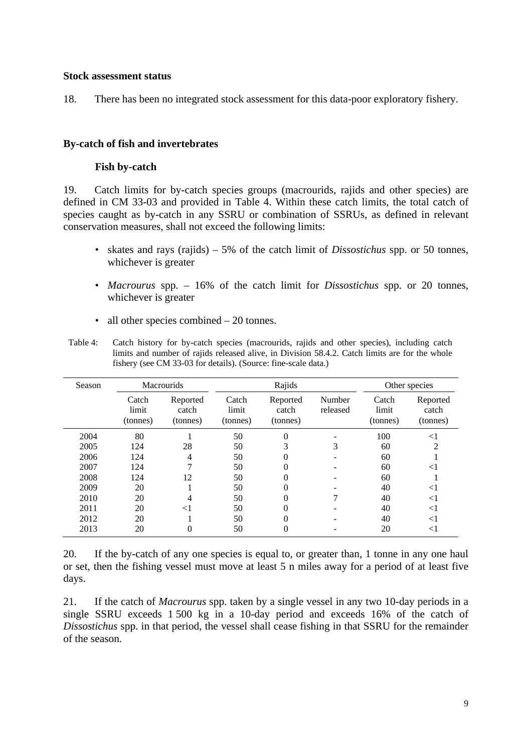**Stock assessment status**

18. There has been no integrated stock assessment for this data-poor exploratory fishery.

**By-catch of fish and invertebrates**

**Fish by-catch**

19. Catch limits for by-catch species groups (macrourids, rajids and other species) are defined in CM 33-03 and provided in Table 4. Within these catch limits, the total catch of species caught as by-catch in any SSRU or combination of SSRUs, as defined in relevant conservation measures, shall not exceed the following limits:

- skates and rays (rajids) – 5% of the catch limit of *Dissostichus* spp. or 50 tonnes, whichever is greater
- *Macrourus* spp. – 16% of the catch limit for *Dissostichus* spp. or 20 tonnes, whichever is greater
- all other species combined – 20 tonnes.

Table 4: Catch history for by-catch species (macrourids, rajids and other species), including catch limits and number of rajids released alive, in Division 58.4.2. Catch limits are for the whole fishery (see CM 33-03 for details). (Source: fine-scale data.)

| Season | Macrourids | | Rajids | | | Other species | |
|---|---|---|---|---|---|---|---|
| | Catch limit (tonnes) | Reported catch (tonnes) | Catch limit (tonnes) | Reported catch (tonnes) | Number released | Catch limit (tonnes) | Reported catch (tonnes) |
| 2004 | 80 | 1 | 50 | 0 | - | 100 | <1 |
| 2005 | 124 | 28 | 50 | 3 | 3 | 60 | 2 |
| 2006 | 124 | 4 | 50 | 0 | - | 60 | 1 |
| 2007 | 124 | 7 | 50 | 0 | - | 60 | <1 |
| 2008 | 124 | 12 | 50 | 0 | - | 60 | 1 |
| 2009 | 20 | 1 | 50 | 0 | - | 40 | <1 |
| 2010 | 20 | 4 | 50 | 0 | 7 | 40 | <1 |
| 2011 | 20 | <1 | 50 | 0 | - | 40 | <1 |
| 2012 | 20 | 1 | 50 | 0 | - | 40 | <1 |
| 2013 | 20 | 0 | 50 | 0 | - | 20 | <1 |

20. If the by-catch of any one species is equal to, or greater than, 1 tonne in any one haul or set, then the fishing vessel must move at least 5 n miles away for a period of at least five days.

21. If the catch of *Macrourus* spp. taken by a single vessel in any two 10-day periods in a single SSRU exceeds 1 500 kg in a 10-day period and exceeds 16% of the catch of *Dissostichus* spp. in that period, the vessel shall cease fishing in that SSRU for the remainder of the season.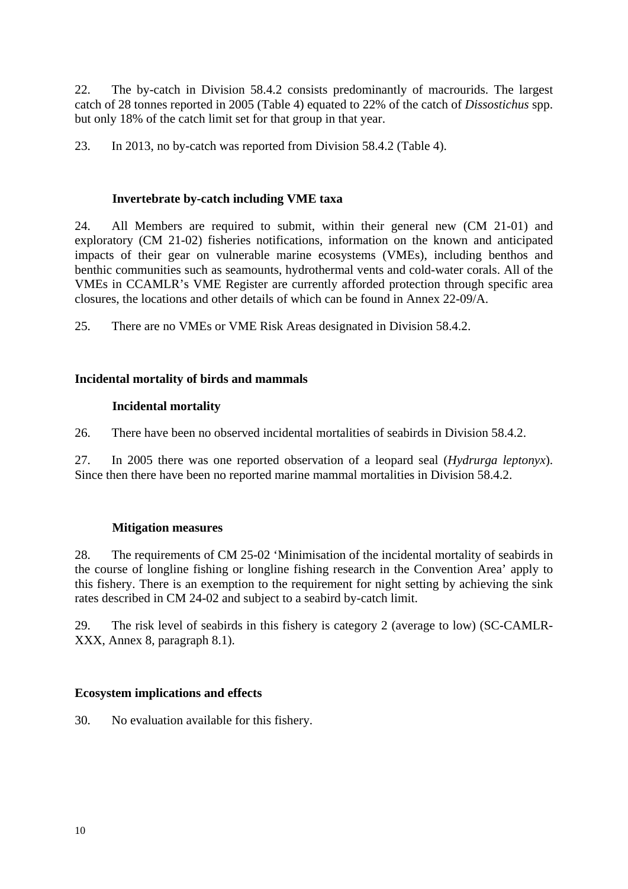22. The by-catch in Division 58.4.2 consists predominantly of macrourids. The largest catch of 28 tonnes reported in 2005 (Table 4) equated to 22% of the catch of *Dissostichus* spp. but only 18% of the catch limit set for that group in that year.

23. In 2013, no by-catch was reported from Division 58.4.2 (Table 4).

### Invertebrate by-catch including VME taxa

24. All Members are required to submit, within their general new (CM 21-01) and exploratory (CM 21-02) fisheries notifications, information on the known and anticipated impacts of their gear on vulnerable marine ecosystems (VMEs), including benthos and benthic communities such as seamounts, hydrothermal vents and cold-water corals. All of the VMEs in CCAMLR's VME Register are currently afforded protection through specific area closures, the locations and other details of which can be found in Annex 22-09/A.

25. There are no VMEs or VME Risk Areas designated in Division 58.4.2.

## Incidental mortality of birds and mammals

### Incidental mortality

26. There have been no observed incidental mortalities of seabirds in Division 58.4.2.

27. In 2005 there was one reported observation of a leopard seal (*Hydrurga leptonyx*). Since then there have been no reported marine mammal mortalities in Division 58.4.2.

### Mitigation measures

28. The requirements of CM 25-02 'Minimisation of the incidental mortality of seabirds in the course of longline fishing or longline fishing research in the Convention Area' apply to this fishery. There is an exemption to the requirement for night setting by achieving the sink rates described in CM 24-02 and subject to a seabird by-catch limit.

29. The risk level of seabirds in this fishery is category 2 (average to low) (SC-CAMLR-XXX, Annex 8, paragraph 8.1).

## Ecosystem implications and effects

30. No evaluation available for this fishery.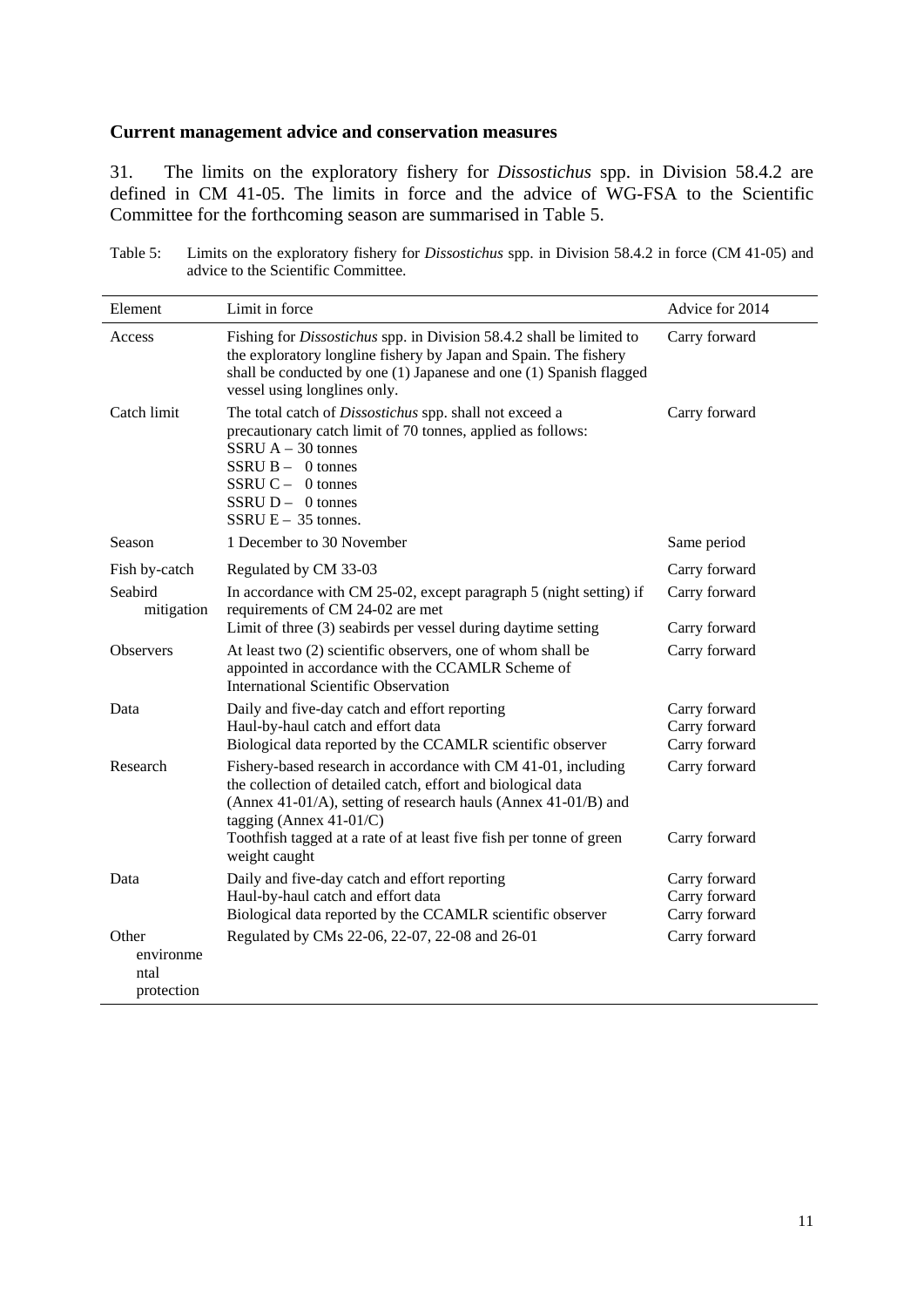## Current management advice and conservation measures

31. The limits on the exploratory fishery for *Dissostichus* spp. in Division 58.4.2 are defined in CM 41-05. The limits in force and the advice of WG-FSA to the Scientific Committee for the forthcoming season are summarised in Table 5.

Table 5: Limits on the exploratory fishery for *Dissostichus* spp. in Division 58.4.2 in force (CM 41-05) and advice to the Scientific Committee.

| Element | Limit in force | Advice for 2014 |
|---|---|---|
| Access | Fishing for *Dissostichus* spp. in Division 58.4.2 shall be limited to the exploratory longline fishery by Japan and Spain. The fishery shall be conducted by one (1) Japanese and one (1) Spanish flagged vessel using longlines only. | Carry forward |
| Catch limit | The total catch of *Dissostichus* spp. shall not exceed a precautionary catch limit of 70 tonnes, applied as follows:<br>SSRU A – 30 tonnes<br>SSRU B – 0 tonnes<br>SSRU C – 0 tonnes<br>SSRU D – 0 tonnes<br>SSRU E – 35 tonnes. | Carry forward |
| Season | 1 December to 30 November | Same period |
| Fish by-catch | Regulated by CM 33-03 | Carry forward |
| Seabird mitigation | In accordance with CM 25-02, except paragraph 5 (night setting) if requirements of CM 24-02 are met<br>Limit of three (3) seabirds per vessel during daytime setting | Carry forward<br>Carry forward |
| Observers | At least two (2) scientific observers, one of whom shall be appointed in accordance with the CCAMLR Scheme of International Scientific Observation | Carry forward |
| Data | Daily and five-day catch and effort reporting<br>Haul-by-haul catch and effort data<br>Biological data reported by the CCAMLR scientific observer | Carry forward<br>Carry forward<br>Carry forward |
| Research | Fishery-based research in accordance with CM 41-01, including the collection of detailed catch, effort and biological data (Annex 41-01/A), setting of research hauls (Annex 41-01/B) and tagging (Annex 41-01/C)<br>Toothfish tagged at a rate of at least five fish per tonne of green weight caught | Carry forward<br>Carry forward |
| Data | Daily and five-day catch and effort reporting<br>Haul-by-haul catch and effort data<br>Biological data reported by the CCAMLR scientific observer | Carry forward<br>Carry forward<br>Carry forward |
| Other environmental protection | Regulated by CMs 22-06, 22-07, 22-08 and 26-01 | Carry forward |